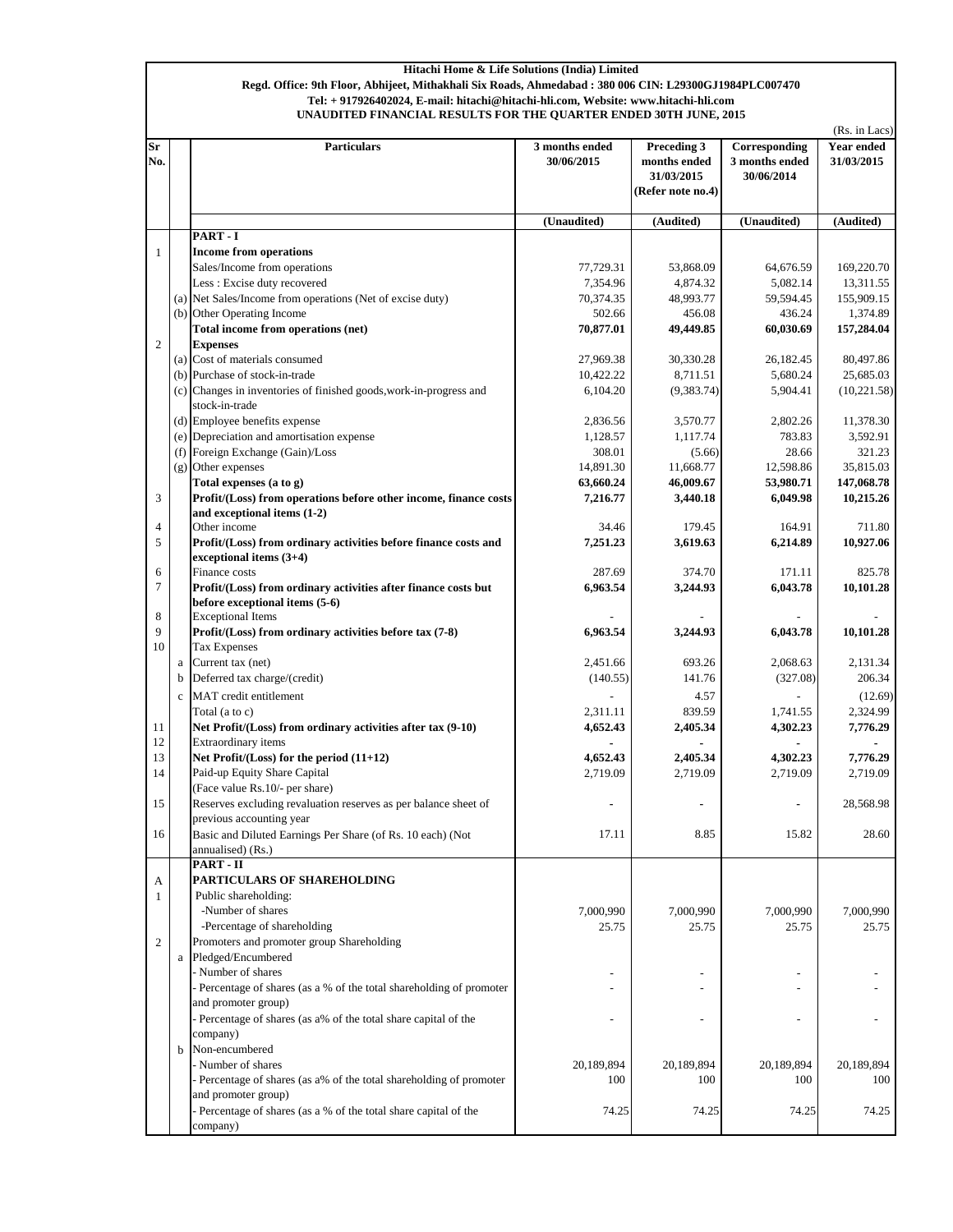**Hitachi Home & Life Solutions (India) Limited**

**Regd. Office: 9th Floor, Abhijeet, Mithakhali Six Roads, Ahmedabad : 380 006 CIN: L29300GJ1984PLC007470**

**Tel: + 917926402024, E-mail: hitachi@hitachi-hli.com, Website: www.hitachi-hli.com**

**UNAUDITED FINANCIAL RESULTS FOR THE QUARTER ENDED 30TH JUNE, 2015**

(Rs. in Lacs)

| Sr No. | | Particulars | 3 months ended 30/06/2015 | Preceding 3 months ended 31/03/2015 (Refer note no.4) | Corresponding 3 months ended 30/06/2014 | Year ended 31/03/2015 |
|---|---|---|---|---|---|---|
| | | | (Unaudited) | (Audited) | (Unaudited) | (Audited) |
| | | **PART - I** | | | | |
| 1 | | **Income from operations** | | | | |
| | | Sales/Income from operations | 77,729.31 | 53,868.09 | 64,676.59 | 169,220.70 |
| | | Less : Excise duty recovered | 7,354.96 | 4,874.32 | 5,082.14 | 13,311.55 |
| | (a) | Net Sales/Income from operations (Net of excise duty) | 70,374.35 | 48,993.77 | 59,594.45 | 155,909.15 |
| | (b) | Other Operating Income | 502.66 | 456.08 | 436.24 | 1,374.89 |
| | | **Total income from operations (net)** | **70,877.01** | **49,449.85** | **60,030.69** | **157,284.04** |
| 2 | | **Expenses** | | | | |
| | (a) | Cost of materials consumed | 27,969.38 | 30,330.28 | 26,182.45 | 80,497.86 |
| | (b) | Purchase of stock-in-trade | 10,422.22 | 8,711.51 | 5,680.24 | 25,685.03 |
| | (c) | Changes in inventories of finished goods,work-in-progress and stock-in-trade | 6,104.20 | (9,383.74) | 5,904.41 | (10,221.58) |
| | (d) | Employee benefits expense | 2,836.56 | 3,570.77 | 2,802.26 | 11,378.30 |
| | (e) | Depreciation and amortisation expense | 1,128.57 | 1,117.74 | 783.83 | 3,592.91 |
| | (f) | Foreign Exchange (Gain)/Loss | 308.01 | (5.66) | 28.66 | 321.23 |
| | (g) | Other expenses | 14,891.30 | 11,668.77 | 12,598.86 | 35,815.03 |
| | | **Total expenses (a to g)** | **63,660.24** | **46,009.67** | **53,980.71** | **147,068.78** |
| 3 | | **Profit/(Loss) from operations before other income, finance costs and exceptional items (1-2)** | **7,216.77** | **3,440.18** | **6,049.98** | **10,215.26** |
| 4 | | Other income | 34.46 | 179.45 | 164.91 | 711.80 |
| 5 | | **Profit/(Loss) from ordinary activities before finance costs and exceptional items (3+4)** | **7,251.23** | **3,619.63** | **6,214.89** | **10,927.06** |
| 6 | | Finance costs | 287.69 | 374.70 | 171.11 | 825.78 |
| 7 | | **Profit/(Loss) from ordinary activities after finance costs but before exceptional items (5-6)** | **6,963.54** | **3,244.93** | **6,043.78** | **10,101.28** |
| 8 | | Exceptional Items | - | - | - | - |
| 9 | | **Profit/(Loss) from ordinary activities before tax (7-8)** | **6,963.54** | **3,244.93** | **6,043.78** | **10,101.28** |
| 10 | | Tax Expenses | | | | |
| | a | Current tax (net) | 2,451.66 | 693.26 | 2,068.63 | 2,131.34 |
| | b | Deferred tax charge/(credit) | (140.55) | 141.76 | (327.08) | 206.34 |
| | c | MAT credit entitlement | - | 4.57 | - | (12.69) |
| | | Total (a to c) | 2,311.11 | 839.59 | 1,741.55 | 2,324.99 |
| 11 | | **Net Profit/(Loss) from ordinary activities after tax (9-10)** | **4,652.43** | **2,405.34** | **4,302.23** | **7,776.29** |
| 12 | | Extraordinary items | - | - | - | - |
| 13 | | **Net Profit/(Loss) for the period (11+12)** | **4,652.43** | **2,405.34** | **4,302.23** | **7,776.29** |
| 14 | | Paid-up Equity Share Capital (Face value Rs.10/- per share) | 2,719.09 | 2,719.09 | 2,719.09 | 2,719.09 |
| 15 | | Reserves excluding revaluation reserves as per balance sheet of previous accounting year | - | - | - | 28,568.98 |
| 16 | | Basic and Diluted Earnings Per Share (of Rs. 10 each) (Not annualised) (Rs.) | 17.11 | 8.85 | 15.82 | 28.60 |
| | | **PART - II** | | | | |
| A | | **PARTICULARS OF SHAREHOLDING** | | | | |
| 1 | | Public shareholding: | | | | |
| | | -Number of shares | 7,000,990 | 7,000,990 | 7,000,990 | 7,000,990 |
| | | -Percentage of shareholding | 25.75 | 25.75 | 25.75 | 25.75 |
| 2 | | Promoters and promoter group Shareholding | | | | |
| | a | Pledged/Encumbered | | | | |
| | | - Number of shares | - | - | - | - |
| | | - Percentage of shares (as a % of the total shareholding of promoter and promoter group) | - | - | - | - |
| | | - Percentage of shares (as a% of the total share capital of the company) | - | - | - | - |
| | b | Non-encumbered | | | | |
| | | - Number of shares | 20,189,894 | 20,189,894 | 20,189,894 | 20,189,894 |
| | | - Percentage of shares (as a% of the total shareholding of promoter and promoter group) | 100 | 100 | 100 | 100 |
| | | - Percentage of shares (as a % of the total share capital of the company) | 74.25 | 74.25 | 74.25 | 74.25 |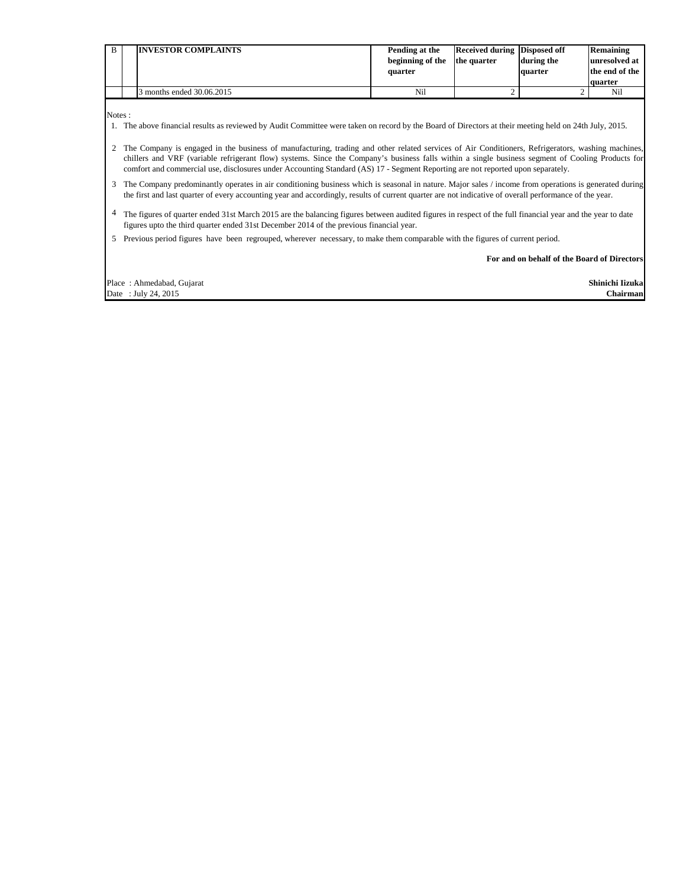| B | | INVESTOR COMPLAINTS | Pending at the beginning of the quarter | Received during the quarter | Disposed off during the quarter | Remaining unresolved at the end of the quarter |
|---|---|---|---|---|---|---|
| | | 3 months ended 30.06.2015 | Nil | 2 | 2 | Nil |

Notes :

1. The above financial results as reviewed by Audit Committee were taken on record by the Board of Directors at their meeting held on 24th July, 2015.
2. The Company is engaged in the business of manufacturing, trading and other related services of Air Conditioners, Refrigerators, washing machines, chillers and VRF (variable refrigerant flow) systems. Since the Company's business falls within a single business segment of Cooling Products for comfort and commercial use, disclosures under Accounting Standard (AS) 17 - Segment Reporting are not reported upon separately.
3. The Company predominantly operates in air conditioning business which is seasonal in nature. Major sales / income from operations is generated during the first and last quarter of every accounting year and accordingly, results of current quarter are not indicative of overall performance of the year.
4. The figures of quarter ended 31st March 2015 are the balancing figures between audited figures in respect of the full financial year and the year to date figures upto the third quarter ended 31st December 2014 of the previous financial year.
5. Previous period figures have been regrouped, wherever necessary, to make them comparable with the figures of current period.

**For and on behalf of the Board of Directors**

Place : Ahmedabad, Gujarat

Date : July 24, 2015

**Shinichi Iizuka**

**Chairman**